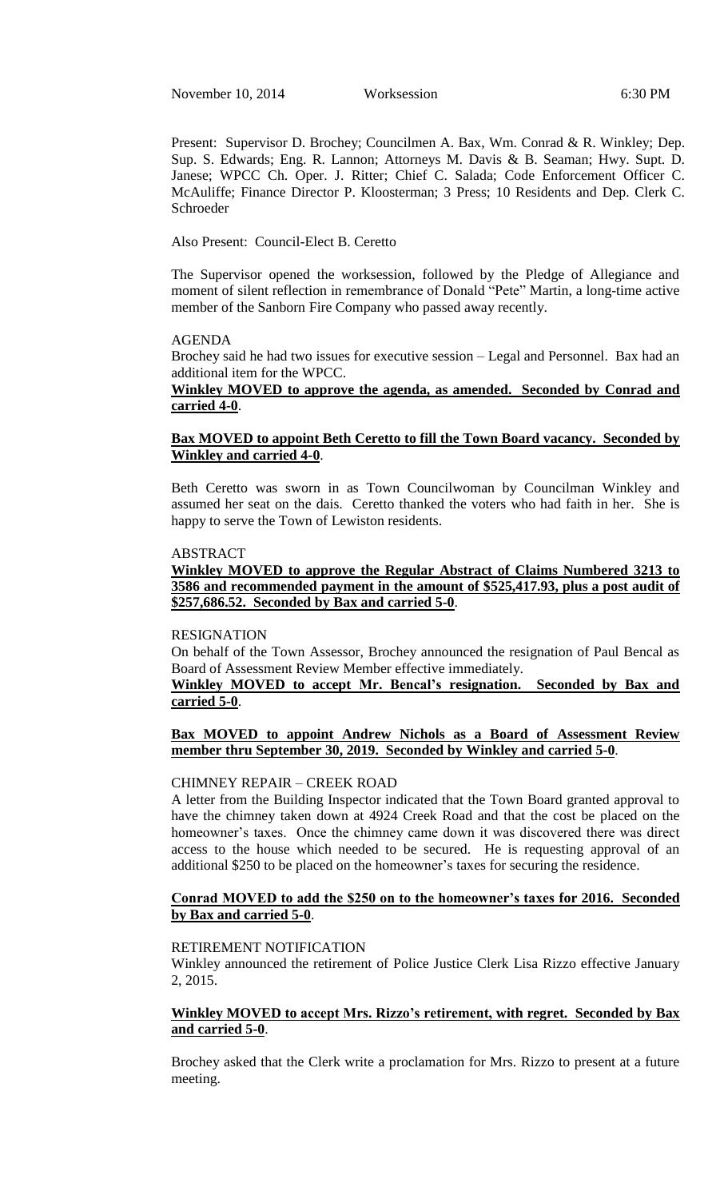November 10, 2014 Worksession 6:30 PM

Present: Supervisor D. Brochey; Councilmen A. Bax, Wm. Conrad & R. Winkley; Dep. Sup. S. Edwards; Eng. R. Lannon; Attorneys M. Davis & B. Seaman; Hwy. Supt. D. Janese; WPCC Ch. Oper. J. Ritter; Chief C. Salada; Code Enforcement Officer C. McAuliffe; Finance Director P. Kloosterman; 3 Press; 10 Residents and Dep. Clerk C. Schroeder

Also Present: Council-Elect B. Ceretto

The Supervisor opened the worksession, followed by the Pledge of Allegiance and moment of silent reflection in remembrance of Donald "Pete" Martin, a long-time active member of the Sanborn Fire Company who passed away recently.

AGENDA

Brochey said he had two issues for executive session – Legal and Personnel. Bax had an additional item for the WPCC.

**Winkley MOVED to approve the agenda, as amended. Seconded by Conrad and carried 4-0**.

**Bax MOVED to appoint Beth Ceretto to fill the Town Board vacancy. Seconded by Winkley and carried 4-0**.

Beth Ceretto was sworn in as Town Councilwoman by Councilman Winkley and assumed her seat on the dais. Ceretto thanked the voters who had faith in her. She is happy to serve the Town of Lewiston residents.

ABSTRACT

**Winkley MOVED to approve the Regular Abstract of Claims Numbered 3213 to 3586 and recommended payment in the amount of $525,417.93, plus a post audit of $257,686.52. Seconded by Bax and carried 5-0**.

RESIGNATION

On behalf of the Town Assessor, Brochey announced the resignation of Paul Bencal as Board of Assessment Review Member effective immediately.

**Winkley MOVED to accept Mr. Bencal's resignation. Seconded by Bax and carried 5-0**.

**Bax MOVED to appoint Andrew Nichols as a Board of Assessment Review member thru September 30, 2019. Seconded by Winkley and carried 5-0**.

CHIMNEY REPAIR – CREEK ROAD

A letter from the Building Inspector indicated that the Town Board granted approval to have the chimney taken down at 4924 Creek Road and that the cost be placed on the homeowner's taxes. Once the chimney came down it was discovered there was direct access to the house which needed to be secured. He is requesting approval of an additional $250 to be placed on the homeowner's taxes for securing the residence.

**Conrad MOVED to add the $250 on to the homeowner's taxes for 2016. Seconded by Bax and carried 5-0**.

RETIREMENT NOTIFICATION

Winkley announced the retirement of Police Justice Clerk Lisa Rizzo effective January 2, 2015.

**Winkley MOVED to accept Mrs. Rizzo's retirement, with regret. Seconded by Bax and carried 5-0**.

Brochey asked that the Clerk write a proclamation for Mrs. Rizzo to present at a future meeting.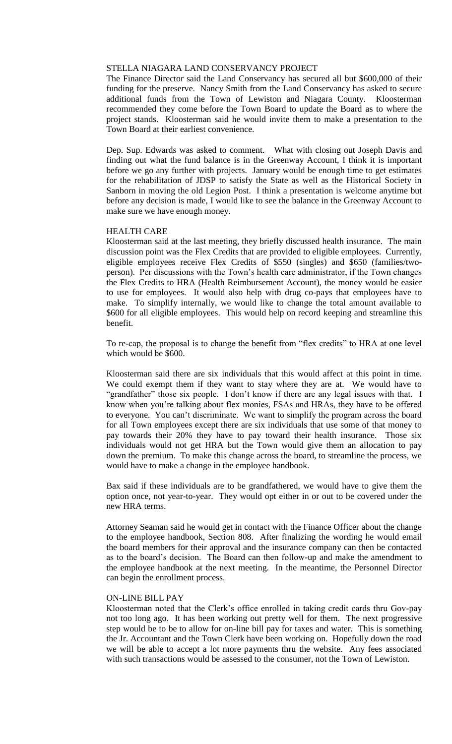STELLA NIAGARA LAND CONSERVANCY PROJECT

The Finance Director said the Land Conservancy has secured all but $600,000 of their funding for the preserve. Nancy Smith from the Land Conservancy has asked to secure additional funds from the Town of Lewiston and Niagara County. Kloosterman recommended they come before the Town Board to update the Board as to where the project stands. Kloosterman said he would invite them to make a presentation to the Town Board at their earliest convenience.

Dep. Sup. Edwards was asked to comment. What with closing out Joseph Davis and finding out what the fund balance is in the Greenway Account, I think it is important before we go any further with projects. January would be enough time to get estimates for the rehabilitation of JDSP to satisfy the State as well as the Historical Society in Sanborn in moving the old Legion Post. I think a presentation is welcome anytime but before any decision is made, I would like to see the balance in the Greenway Account to make sure we have enough money.

HEALTH CARE

Kloosterman said at the last meeting, they briefly discussed health insurance. The main discussion point was the Flex Credits that are provided to eligible employees. Currently, eligible employees receive Flex Credits of $550 (singles) and $650 (families/two-person). Per discussions with the Town's health care administrator, if the Town changes the Flex Credits to HRA (Health Reimbursement Account), the money would be easier to use for employees. It would also help with drug co-pays that employees have to make. To simplify internally, we would like to change the total amount available to $600 for all eligible employees. This would help on record keeping and streamline this benefit.

To re-cap, the proposal is to change the benefit from "flex credits" to HRA at one level which would be $600.

Kloosterman said there are six individuals that this would affect at this point in time. We could exempt them if they want to stay where they are at. We would have to "grandfather" those six people. I don't know if there are any legal issues with that. I know when you're talking about flex monies, FSAs and HRAs, they have to be offered to everyone. You can't discriminate. We want to simplify the program across the board for all Town employees except there are six individuals that use some of that money to pay towards their 20% they have to pay toward their health insurance. Those six individuals would not get HRA but the Town would give them an allocation to pay down the premium. To make this change across the board, to streamline the process, we would have to make a change in the employee handbook.

Bax said if these individuals are to be grandfathered, we would have to give them the option once, not year-to-year. They would opt either in or out to be covered under the new HRA terms.

Attorney Seaman said he would get in contact with the Finance Officer about the change to the employee handbook, Section 808. After finalizing the wording he would email the board members for their approval and the insurance company can then be contacted as to the board's decision. The Board can then follow-up and make the amendment to the employee handbook at the next meeting. In the meantime, the Personnel Director can begin the enrollment process.

ON-LINE BILL PAY

Kloosterman noted that the Clerk's office enrolled in taking credit cards thru Gov-pay not too long ago. It has been working out pretty well for them. The next progressive step would be to be to allow for on-line bill pay for taxes and water. This is something the Jr. Accountant and the Town Clerk have been working on. Hopefully down the road we will be able to accept a lot more payments thru the website. Any fees associated with such transactions would be assessed to the consumer, not the Town of Lewiston.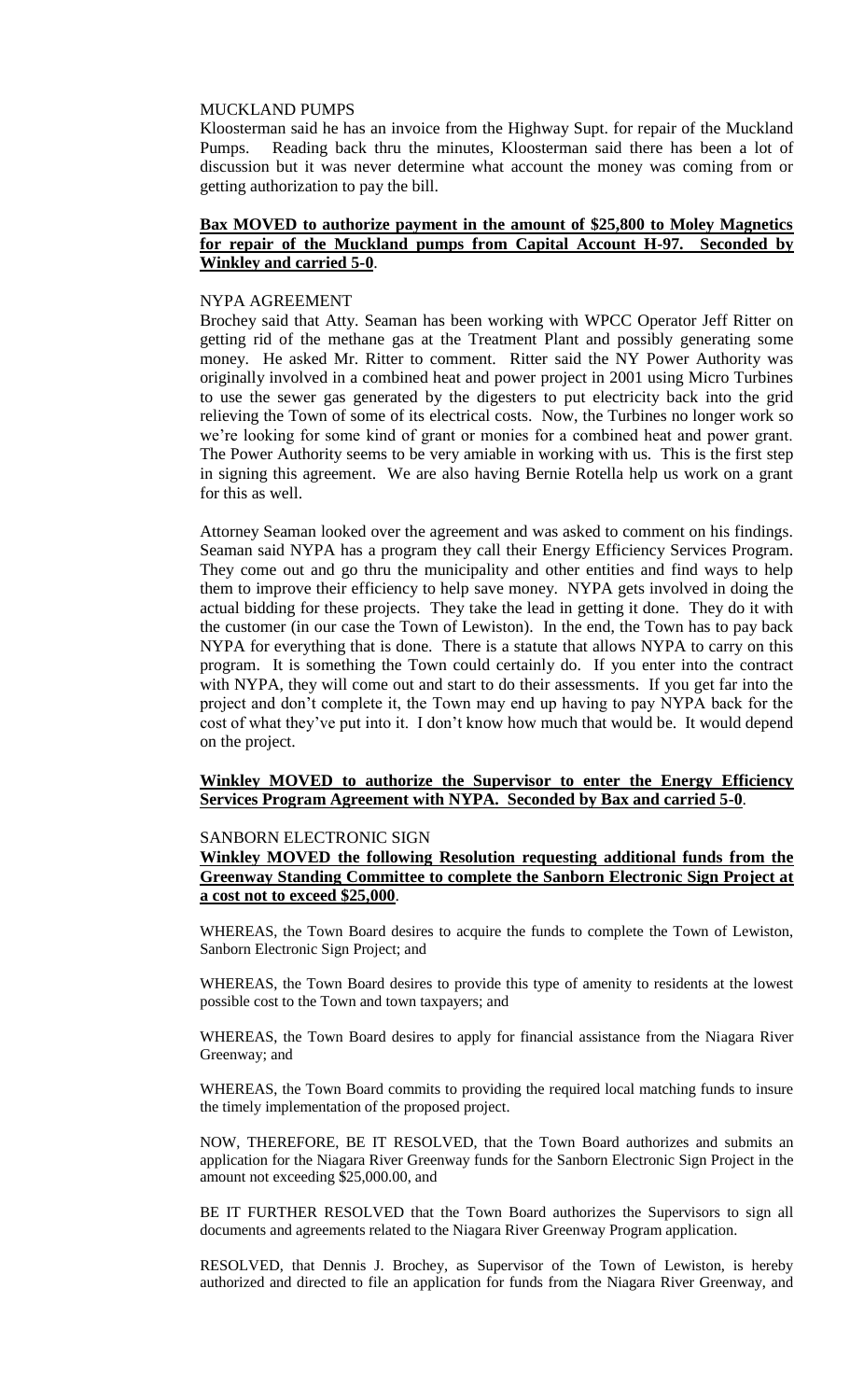MUCKLAND PUMPS

Kloosterman said he has an invoice from the Highway Supt. for repair of the Muckland Pumps. Reading back thru the minutes, Kloosterman said there has been a lot of discussion but it was never determine what account the money was coming from or getting authorization to pay the bill.

**Bax MOVED to authorize payment in the amount of $25,800 to Moley Magnetics for repair of the Muckland pumps from Capital Account H-97. Seconded by Winkley and carried 5-0**.

NYPA AGREEMENT

Brochey said that Atty. Seaman has been working with WPCC Operator Jeff Ritter on getting rid of the methane gas at the Treatment Plant and possibly generating some money. He asked Mr. Ritter to comment. Ritter said the NY Power Authority was originally involved in a combined heat and power project in 2001 using Micro Turbines to use the sewer gas generated by the digesters to put electricity back into the grid relieving the Town of some of its electrical costs. Now, the Turbines no longer work so we're looking for some kind of grant or monies for a combined heat and power grant. The Power Authority seems to be very amiable in working with us. This is the first step in signing this agreement. We are also having Bernie Rotella help us work on a grant for this as well.

Attorney Seaman looked over the agreement and was asked to comment on his findings. Seaman said NYPA has a program they call their Energy Efficiency Services Program. They come out and go thru the municipality and other entities and find ways to help them to improve their efficiency to help save money. NYPA gets involved in doing the actual bidding for these projects. They take the lead in getting it done. They do it with the customer (in our case the Town of Lewiston). In the end, the Town has to pay back NYPA for everything that is done. There is a statute that allows NYPA to carry on this program. It is something the Town could certainly do. If you enter into the contract with NYPA, they will come out and start to do their assessments. If you get far into the project and don't complete it, the Town may end up having to pay NYPA back for the cost of what they've put into it. I don't know how much that would be. It would depend on the project.

**Winkley MOVED to authorize the Supervisor to enter the Energy Efficiency Services Program Agreement with NYPA. Seconded by Bax and carried 5-0**.

SANBORN ELECTRONIC SIGN

**Winkley MOVED the following Resolution requesting additional funds from the Greenway Standing Committee to complete the Sanborn Electronic Sign Project at a cost not to exceed $25,000**.

WHEREAS, the Town Board desires to acquire the funds to complete the Town of Lewiston, Sanborn Electronic Sign Project; and

WHEREAS, the Town Board desires to provide this type of amenity to residents at the lowest possible cost to the Town and town taxpayers; and

WHEREAS, the Town Board desires to apply for financial assistance from the Niagara River Greenway; and

WHEREAS, the Town Board commits to providing the required local matching funds to insure the timely implementation of the proposed project.

NOW, THEREFORE, BE IT RESOLVED, that the Town Board authorizes and submits an application for the Niagara River Greenway funds for the Sanborn Electronic Sign Project in the amount not exceeding $25,000.00, and

BE IT FURTHER RESOLVED that the Town Board authorizes the Supervisors to sign all documents and agreements related to the Niagara River Greenway Program application.

RESOLVED, that Dennis J. Brochey, as Supervisor of the Town of Lewiston, is hereby authorized and directed to file an application for funds from the Niagara River Greenway, and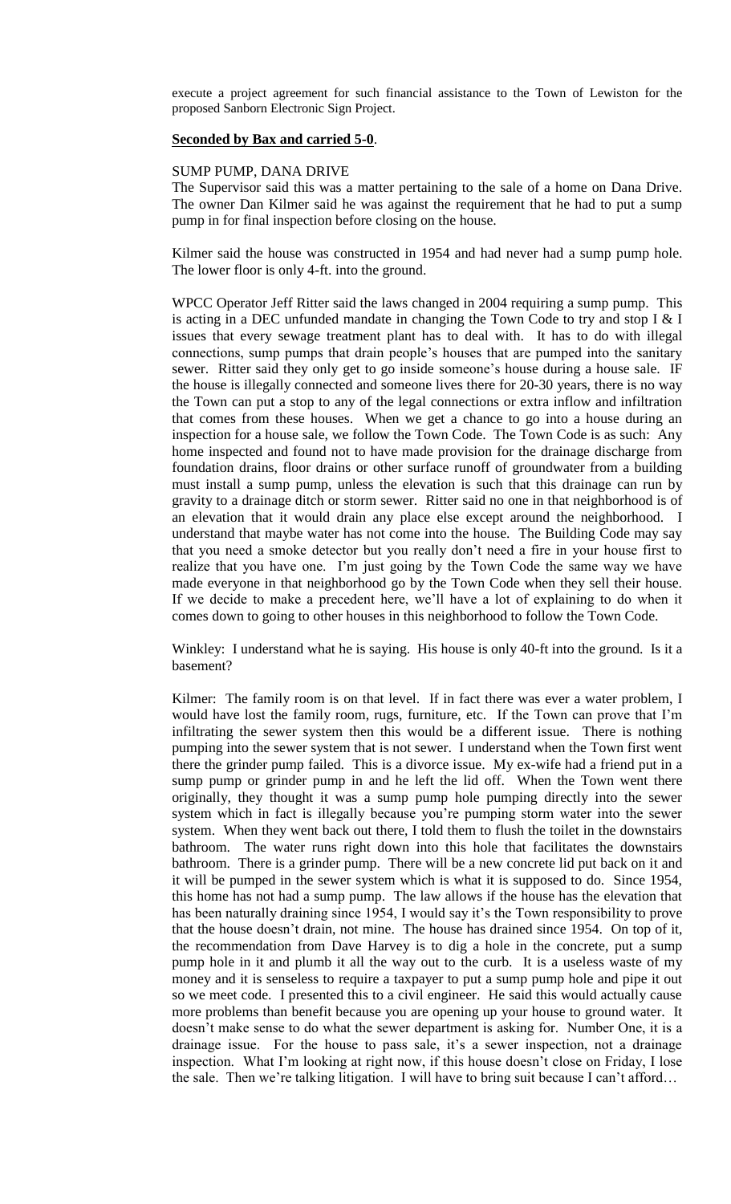execute a project agreement for such financial assistance to the Town of Lewiston for the proposed Sanborn Electronic Sign Project.

**Seconded by Bax and carried 5-0**.

SUMP PUMP, DANA DRIVE

The Supervisor said this was a matter pertaining to the sale of a home on Dana Drive. The owner Dan Kilmer said he was against the requirement that he had to put a sump pump in for final inspection before closing on the house.

Kilmer said the house was constructed in 1954 and had never had a sump pump hole. The lower floor is only 4-ft. into the ground.

WPCC Operator Jeff Ritter said the laws changed in 2004 requiring a sump pump. This is acting in a DEC unfunded mandate in changing the Town Code to try and stop I & I issues that every sewage treatment plant has to deal with. It has to do with illegal connections, sump pumps that drain people's houses that are pumped into the sanitary sewer. Ritter said they only get to go inside someone's house during a house sale. IF the house is illegally connected and someone lives there for 20-30 years, there is no way the Town can put a stop to any of the legal connections or extra inflow and infiltration that comes from these houses. When we get a chance to go into a house during an inspection for a house sale, we follow the Town Code. The Town Code is as such: Any home inspected and found not to have made provision for the drainage discharge from foundation drains, floor drains or other surface runoff of groundwater from a building must install a sump pump, unless the elevation is such that this drainage can run by gravity to a drainage ditch or storm sewer. Ritter said no one in that neighborhood is of an elevation that it would drain any place else except around the neighborhood. I understand that maybe water has not come into the house. The Building Code may say that you need a smoke detector but you really don't need a fire in your house first to realize that you have one. I'm just going by the Town Code the same way we have made everyone in that neighborhood go by the Town Code when they sell their house. If we decide to make a precedent here, we'll have a lot of explaining to do when it comes down to going to other houses in this neighborhood to follow the Town Code.

Winkley: I understand what he is saying. His house is only 40-ft into the ground. Is it a basement?

Kilmer: The family room is on that level. If in fact there was ever a water problem, I would have lost the family room, rugs, furniture, etc. If the Town can prove that I'm infiltrating the sewer system then this would be a different issue. There is nothing pumping into the sewer system that is not sewer. I understand when the Town first went there the grinder pump failed. This is a divorce issue. My ex-wife had a friend put in a sump pump or grinder pump in and he left the lid off. When the Town went there originally, they thought it was a sump pump hole pumping directly into the sewer system which in fact is illegally because you're pumping storm water into the sewer system. When they went back out there, I told them to flush the toilet in the downstairs bathroom. The water runs right down into this hole that facilitates the downstairs bathroom. There is a grinder pump. There will be a new concrete lid put back on it and it will be pumped in the sewer system which is what it is supposed to do. Since 1954, this home has not had a sump pump. The law allows if the house has the elevation that has been naturally draining since 1954, I would say it's the Town responsibility to prove that the house doesn't drain, not mine. The house has drained since 1954. On top of it, the recommendation from Dave Harvey is to dig a hole in the concrete, put a sump pump hole in it and plumb it all the way out to the curb. It is a useless waste of my money and it is senseless to require a taxpayer to put a sump pump hole and pipe it out so we meet code. I presented this to a civil engineer. He said this would actually cause more problems than benefit because you are opening up your house to ground water. It doesn't make sense to do what the sewer department is asking for. Number One, it is a drainage issue. For the house to pass sale, it's a sewer inspection, not a drainage inspection. What I'm looking at right now, if this house doesn't close on Friday, I lose the sale. Then we're talking litigation. I will have to bring suit because I can't afford…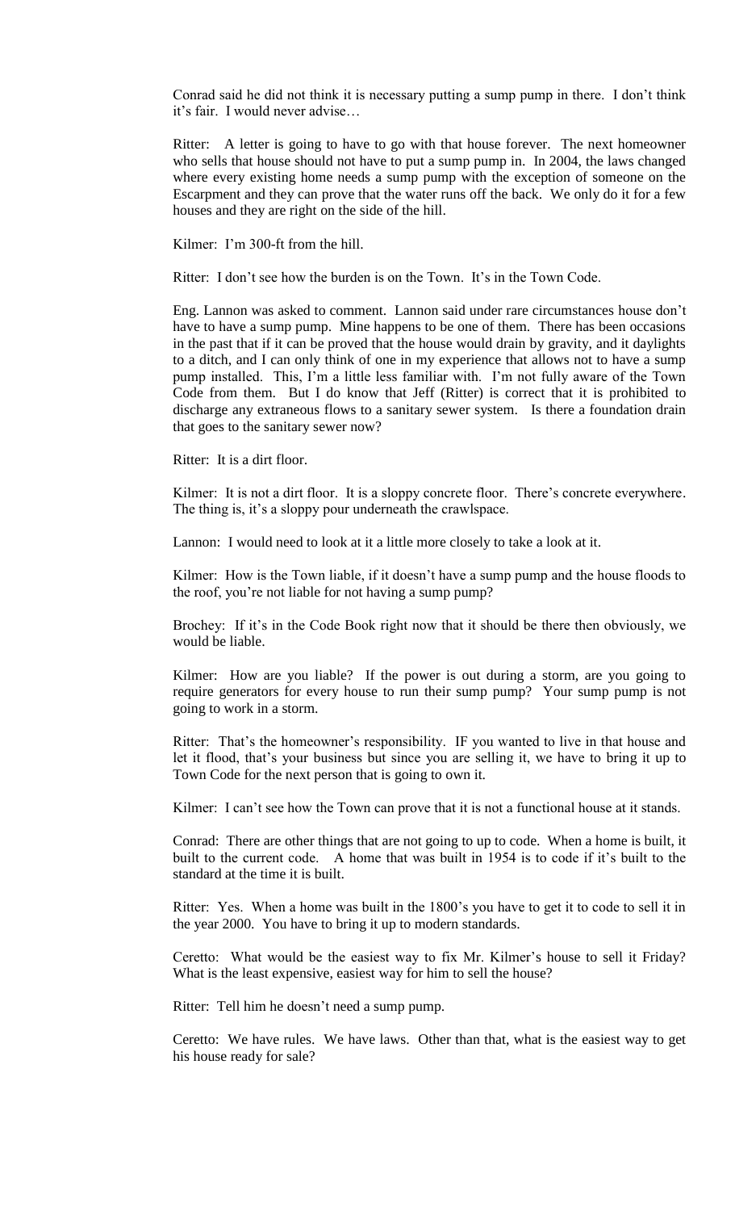Conrad said he did not think it is necessary putting a sump pump in there. I don't think it's fair. I would never advise…

Ritter: A letter is going to have to go with that house forever. The next homeowner who sells that house should not have to put a sump pump in. In 2004, the laws changed where every existing home needs a sump pump with the exception of someone on the Escarpment and they can prove that the water runs off the back. We only do it for a few houses and they are right on the side of the hill.

Kilmer: I'm 300-ft from the hill.

Ritter: I don't see how the burden is on the Town. It's in the Town Code.

Eng. Lannon was asked to comment. Lannon said under rare circumstances house don't have to have a sump pump. Mine happens to be one of them. There has been occasions in the past that if it can be proved that the house would drain by gravity, and it daylights to a ditch, and I can only think of one in my experience that allows not to have a sump pump installed. This, I'm a little less familiar with. I'm not fully aware of the Town Code from them. But I do know that Jeff (Ritter) is correct that it is prohibited to discharge any extraneous flows to a sanitary sewer system. Is there a foundation drain that goes to the sanitary sewer now?

Ritter: It is a dirt floor.

Kilmer: It is not a dirt floor. It is a sloppy concrete floor. There's concrete everywhere. The thing is, it's a sloppy pour underneath the crawlspace.

Lannon: I would need to look at it a little more closely to take a look at it.

Kilmer: How is the Town liable, if it doesn't have a sump pump and the house floods to the roof, you're not liable for not having a sump pump?

Brochey: If it's in the Code Book right now that it should be there then obviously, we would be liable.

Kilmer: How are you liable? If the power is out during a storm, are you going to require generators for every house to run their sump pump? Your sump pump is not going to work in a storm.

Ritter: That's the homeowner's responsibility. IF you wanted to live in that house and let it flood, that's your business but since you are selling it, we have to bring it up to Town Code for the next person that is going to own it.

Kilmer: I can't see how the Town can prove that it is not a functional house at it stands.

Conrad: There are other things that are not going to up to code. When a home is built, it built to the current code. A home that was built in 1954 is to code if it's built to the standard at the time it is built.

Ritter: Yes. When a home was built in the 1800's you have to get it to code to sell it in the year 2000. You have to bring it up to modern standards.

Ceretto: What would be the easiest way to fix Mr. Kilmer's house to sell it Friday? What is the least expensive, easiest way for him to sell the house?

Ritter: Tell him he doesn't need a sump pump.

Ceretto: We have rules. We have laws. Other than that, what is the easiest way to get his house ready for sale?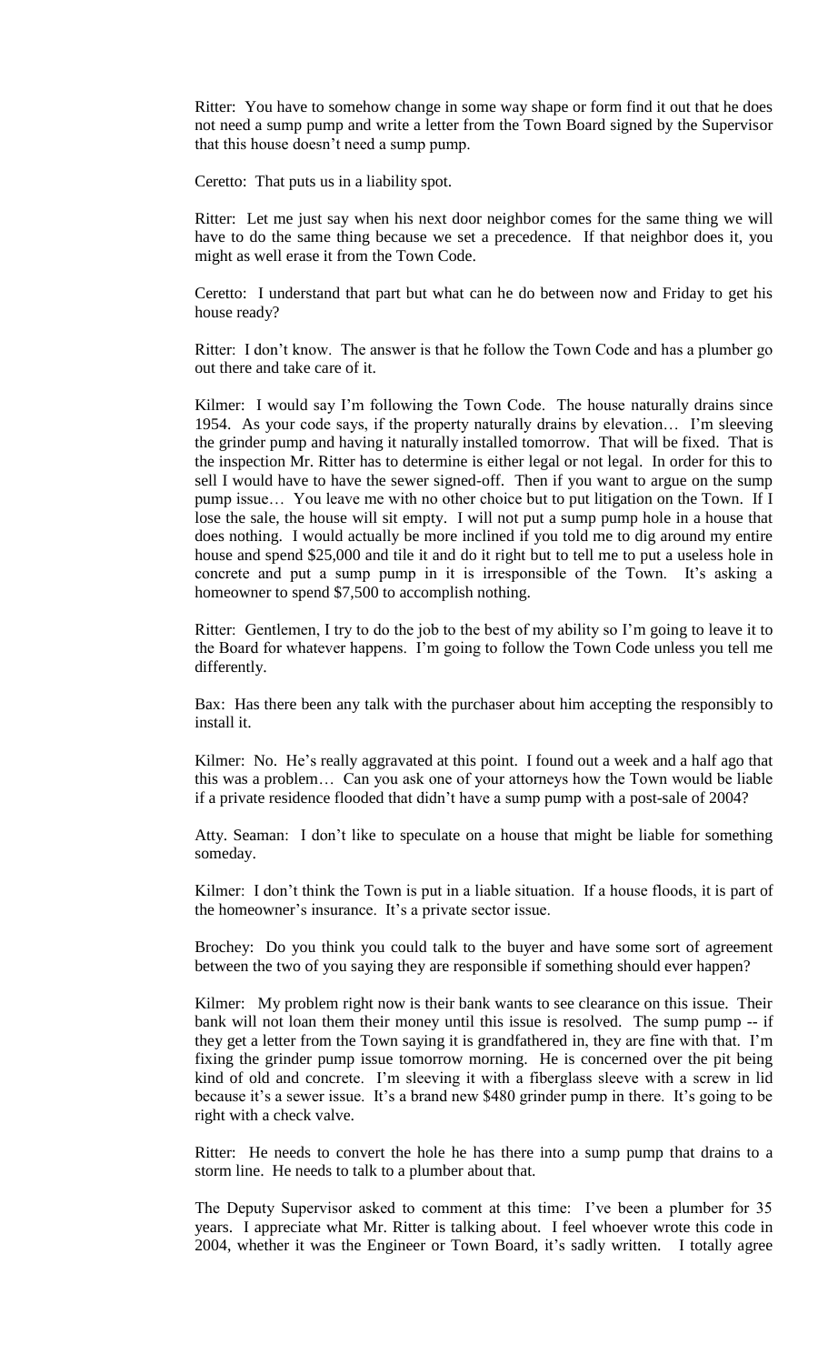Ritter: You have to somehow change in some way shape or form find it out that he does not need a sump pump and write a letter from the Town Board signed by the Supervisor that this house doesn't need a sump pump.

Ceretto: That puts us in a liability spot.

Ritter: Let me just say when his next door neighbor comes for the same thing we will have to do the same thing because we set a precedence. If that neighbor does it, you might as well erase it from the Town Code.

Ceretto: I understand that part but what can he do between now and Friday to get his house ready?

Ritter: I don't know. The answer is that he follow the Town Code and has a plumber go out there and take care of it.

Kilmer: I would say I'm following the Town Code. The house naturally drains since 1954. As your code says, if the property naturally drains by elevation… I'm sleeving the grinder pump and having it naturally installed tomorrow. That will be fixed. That is the inspection Mr. Ritter has to determine is either legal or not legal. In order for this to sell I would have to have the sewer signed-off. Then if you want to argue on the sump pump issue… You leave me with no other choice but to put litigation on the Town. If I lose the sale, the house will sit empty. I will not put a sump pump hole in a house that does nothing. I would actually be more inclined if you told me to dig around my entire house and spend $25,000 and tile it and do it right but to tell me to put a useless hole in concrete and put a sump pump in it is irresponsible of the Town. It's asking a homeowner to spend $7,500 to accomplish nothing.

Ritter: Gentlemen, I try to do the job to the best of my ability so I'm going to leave it to the Board for whatever happens. I'm going to follow the Town Code unless you tell me differently.

Bax: Has there been any talk with the purchaser about him accepting the responsibly to install it.

Kilmer: No. He's really aggravated at this point. I found out a week and a half ago that this was a problem… Can you ask one of your attorneys how the Town would be liable if a private residence flooded that didn't have a sump pump with a post-sale of 2004?

Atty. Seaman: I don't like to speculate on a house that might be liable for something someday.

Kilmer: I don't think the Town is put in a liable situation. If a house floods, it is part of the homeowner's insurance. It's a private sector issue.

Brochey: Do you think you could talk to the buyer and have some sort of agreement between the two of you saying they are responsible if something should ever happen?

Kilmer: My problem right now is their bank wants to see clearance on this issue. Their bank will not loan them their money until this issue is resolved. The sump pump -- if they get a letter from the Town saying it is grandfathered in, they are fine with that. I'm fixing the grinder pump issue tomorrow morning. He is concerned over the pit being kind of old and concrete. I'm sleeving it with a fiberglass sleeve with a screw in lid because it's a sewer issue. It's a brand new $480 grinder pump in there. It's going to be right with a check valve.

Ritter: He needs to convert the hole he has there into a sump pump that drains to a storm line. He needs to talk to a plumber about that.

The Deputy Supervisor asked to comment at this time: I've been a plumber for 35 years. I appreciate what Mr. Ritter is talking about. I feel whoever wrote this code in 2004, whether it was the Engineer or Town Board, it's sadly written. I totally agree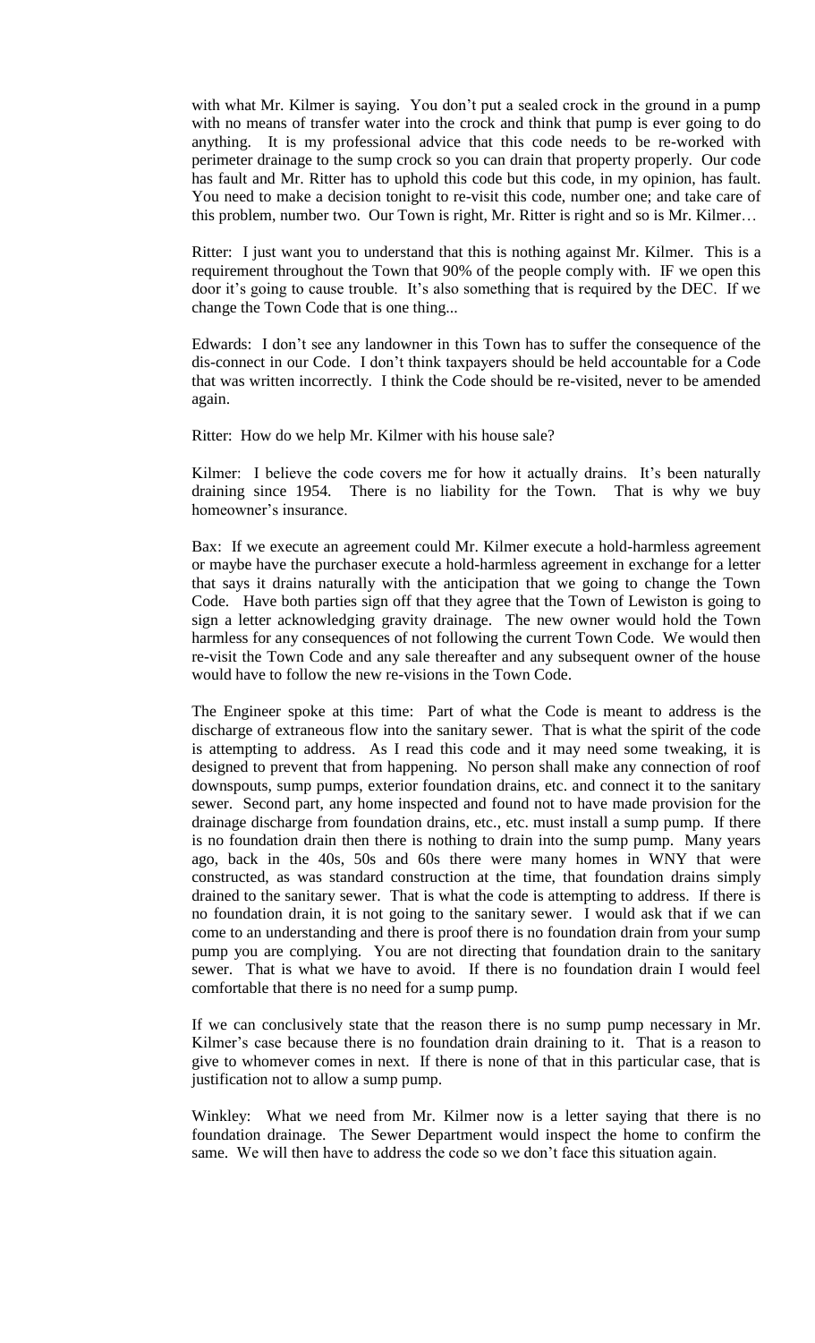with what Mr. Kilmer is saying. You don't put a sealed crock in the ground in a pump with no means of transfer water into the crock and think that pump is ever going to do anything. It is my professional advice that this code needs to be re-worked with perimeter drainage to the sump crock so you can drain that property properly. Our code has fault and Mr. Ritter has to uphold this code but this code, in my opinion, has fault. You need to make a decision tonight to re-visit this code, number one; and take care of this problem, number two. Our Town is right, Mr. Ritter is right and so is Mr. Kilmer…

Ritter: I just want you to understand that this is nothing against Mr. Kilmer. This is a requirement throughout the Town that 90% of the people comply with. IF we open this door it's going to cause trouble. It's also something that is required by the DEC. If we change the Town Code that is one thing...

Edwards: I don't see any landowner in this Town has to suffer the consequence of the dis-connect in our Code. I don't think taxpayers should be held accountable for a Code that was written incorrectly. I think the Code should be re-visited, never to be amended again.

Ritter: How do we help Mr. Kilmer with his house sale?

Kilmer: I believe the code covers me for how it actually drains. It's been naturally draining since 1954. There is no liability for the Town. That is why we buy homeowner's insurance.

Bax: If we execute an agreement could Mr. Kilmer execute a hold-harmless agreement or maybe have the purchaser execute a hold-harmless agreement in exchange for a letter that says it drains naturally with the anticipation that we going to change the Town Code. Have both parties sign off that they agree that the Town of Lewiston is going to sign a letter acknowledging gravity drainage. The new owner would hold the Town harmless for any consequences of not following the current Town Code. We would then re-visit the Town Code and any sale thereafter and any subsequent owner of the house would have to follow the new re-visions in the Town Code.

The Engineer spoke at this time: Part of what the Code is meant to address is the discharge of extraneous flow into the sanitary sewer. That is what the spirit of the code is attempting to address. As I read this code and it may need some tweaking, it is designed to prevent that from happening. No person shall make any connection of roof downspouts, sump pumps, exterior foundation drains, etc. and connect it to the sanitary sewer. Second part, any home inspected and found not to have made provision for the drainage discharge from foundation drains, etc., etc. must install a sump pump. If there is no foundation drain then there is nothing to drain into the sump pump. Many years ago, back in the 40s, 50s and 60s there were many homes in WNY that were constructed, as was standard construction at the time, that foundation drains simply drained to the sanitary sewer. That is what the code is attempting to address. If there is no foundation drain, it is not going to the sanitary sewer. I would ask that if we can come to an understanding and there is proof there is no foundation drain from your sump pump you are complying. You are not directing that foundation drain to the sanitary sewer. That is what we have to avoid. If there is no foundation drain I would feel comfortable that there is no need for a sump pump.

If we can conclusively state that the reason there is no sump pump necessary in Mr. Kilmer's case because there is no foundation drain draining to it. That is a reason to give to whomever comes in next. If there is none of that in this particular case, that is justification not to allow a sump pump.

Winkley: What we need from Mr. Kilmer now is a letter saying that there is no foundation drainage. The Sewer Department would inspect the home to confirm the same. We will then have to address the code so we don't face this situation again.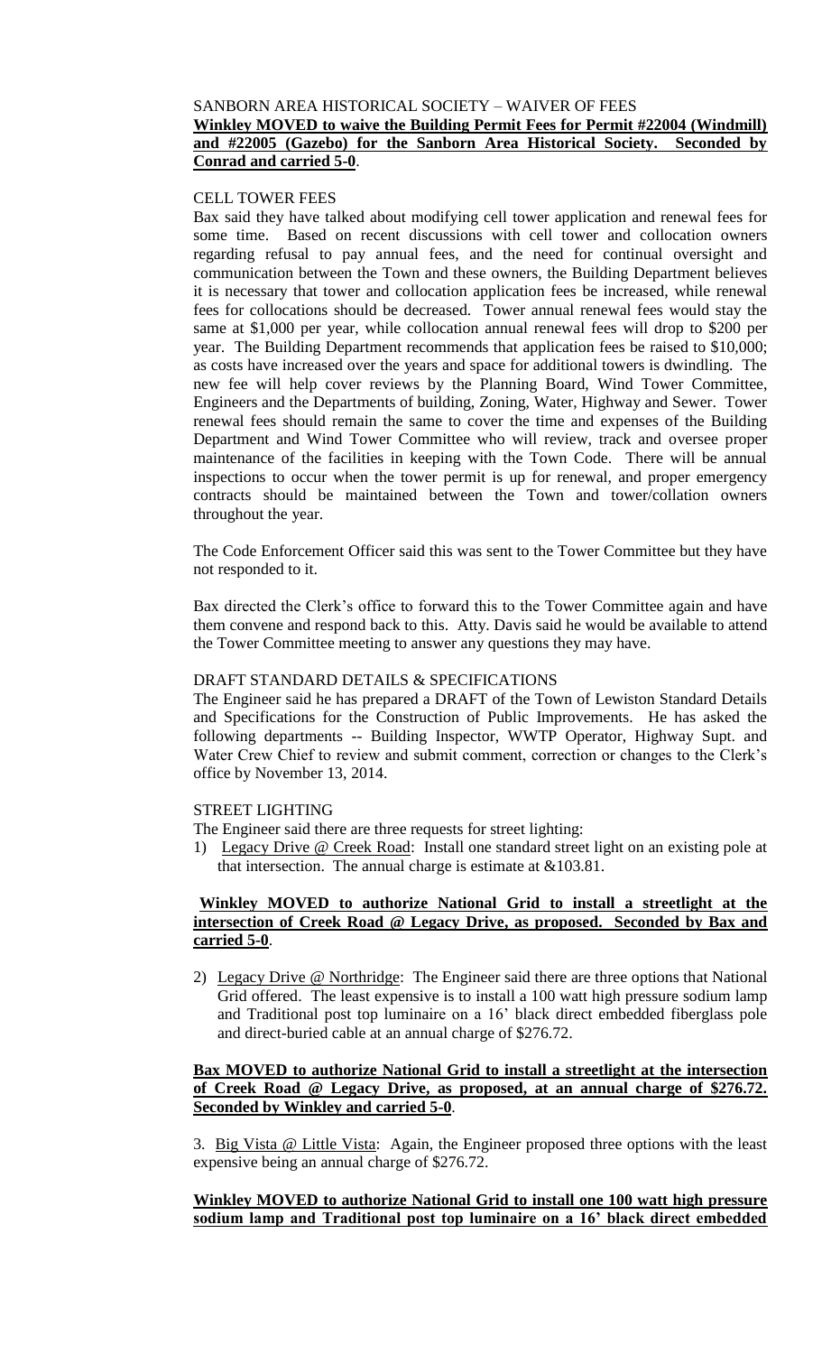SANBORN AREA HISTORICAL SOCIETY – WAIVER OF FEES

**Winkley MOVED to waive the Building Permit Fees for Permit #22004 (Windmill) and #22005 (Gazebo) for the Sanborn Area Historical Society. Seconded by Conrad and carried 5-0**.

CELL TOWER FEES

Bax said they have talked about modifying cell tower application and renewal fees for some time. Based on recent discussions with cell tower and collocation owners regarding refusal to pay annual fees, and the need for continual oversight and communication between the Town and these owners, the Building Department believes it is necessary that tower and collocation application fees be increased, while renewal fees for collocations should be decreased. Tower annual renewal fees would stay the same at $1,000 per year, while collocation annual renewal fees will drop to $200 per year. The Building Department recommends that application fees be raised to $10,000; as costs have increased over the years and space for additional towers is dwindling. The new fee will help cover reviews by the Planning Board, Wind Tower Committee, Engineers and the Departments of building, Zoning, Water, Highway and Sewer. Tower renewal fees should remain the same to cover the time and expenses of the Building Department and Wind Tower Committee who will review, track and oversee proper maintenance of the facilities in keeping with the Town Code. There will be annual inspections to occur when the tower permit is up for renewal, and proper emergency contracts should be maintained between the Town and tower/collation owners throughout the year.

The Code Enforcement Officer said this was sent to the Tower Committee but they have not responded to it.

Bax directed the Clerk's office to forward this to the Tower Committee again and have them convene and respond back to this. Atty. Davis said he would be available to attend the Tower Committee meeting to answer any questions they may have.

DRAFT STANDARD DETAILS & SPECIFICATIONS

The Engineer said he has prepared a DRAFT of the Town of Lewiston Standard Details and Specifications for the Construction of Public Improvements. He has asked the following departments -- Building Inspector, WWTP Operator, Highway Supt. and Water Crew Chief to review and submit comment, correction or changes to the Clerk's office by November 13, 2014.

STREET LIGHTING

The Engineer said there are three requests for street lighting:

1) Legacy Drive @ Creek Road: Install one standard street light on an existing pole at that intersection. The annual charge is estimate at &103.81.

**Winkley MOVED to authorize National Grid to install a streetlight at the intersection of Creek Road @ Legacy Drive, as proposed. Seconded by Bax and carried 5-0**.

2) Legacy Drive @ Northridge: The Engineer said there are three options that National Grid offered. The least expensive is to install a 100 watt high pressure sodium lamp and Traditional post top luminaire on a 16' black direct embedded fiberglass pole and direct-buried cable at an annual charge of $276.72.

**Bax MOVED to authorize National Grid to install a streetlight at the intersection of Creek Road @ Legacy Drive, as proposed, at an annual charge of $276.72. Seconded by Winkley and carried 5-0**.

3. Big Vista @ Little Vista: Again, the Engineer proposed three options with the least expensive being an annual charge of $276.72.

**Winkley MOVED to authorize National Grid to install one 100 watt high pressure sodium lamp and Traditional post top luminaire on a 16' black direct embedded**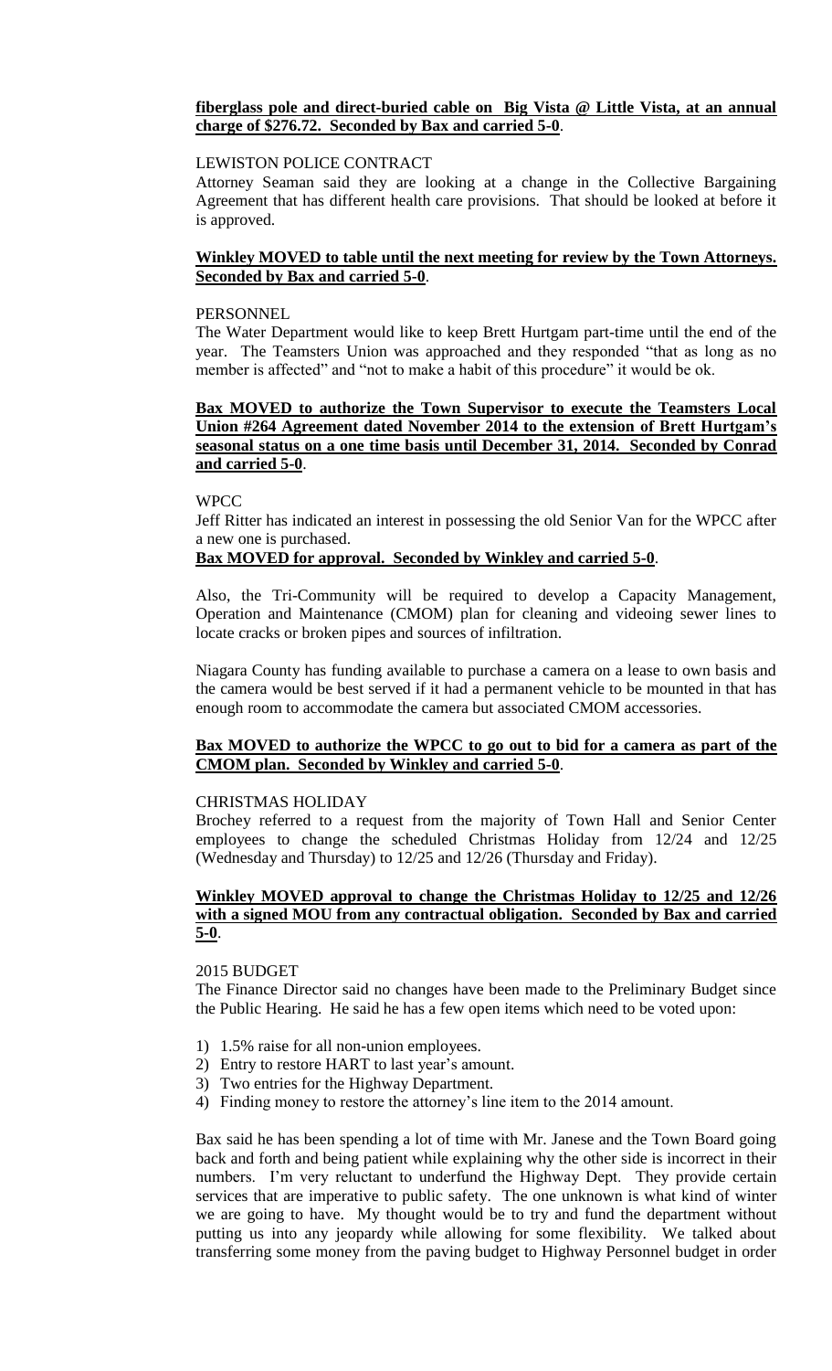**fiberglass pole and direct-buried cable on Big Vista @ Little Vista, at an annual charge of $276.72. Seconded by Bax and carried 5-0**.

LEWISTON POLICE CONTRACT

Attorney Seaman said they are looking at a change in the Collective Bargaining Agreement that has different health care provisions. That should be looked at before it is approved.

**Winkley MOVED to table until the next meeting for review by the Town Attorneys. Seconded by Bax and carried 5-0**.

PERSONNEL

The Water Department would like to keep Brett Hurtgam part-time until the end of the year. The Teamsters Union was approached and they responded "that as long as no member is affected" and "not to make a habit of this procedure" it would be ok.

**Bax MOVED to authorize the Town Supervisor to execute the Teamsters Local Union #264 Agreement dated November 2014 to the extension of Brett Hurtgam's seasonal status on a one time basis until December 31, 2014. Seconded by Conrad and carried 5-0**.

WPCC

Jeff Ritter has indicated an interest in possessing the old Senior Van for the WPCC after a new one is purchased.

**Bax MOVED for approval. Seconded by Winkley and carried 5-0**.

Also, the Tri-Community will be required to develop a Capacity Management, Operation and Maintenance (CMOM) plan for cleaning and videoing sewer lines to locate cracks or broken pipes and sources of infiltration.

Niagara County has funding available to purchase a camera on a lease to own basis and the camera would be best served if it had a permanent vehicle to be mounted in that has enough room to accommodate the camera but associated CMOM accessories.

**Bax MOVED to authorize the WPCC to go out to bid for a camera as part of the CMOM plan. Seconded by Winkley and carried 5-0**.

CHRISTMAS HOLIDAY

Brochey referred to a request from the majority of Town Hall and Senior Center employees to change the scheduled Christmas Holiday from 12/24 and 12/25 (Wednesday and Thursday) to 12/25 and 12/26 (Thursday and Friday).

**Winkley MOVED approval to change the Christmas Holiday to 12/25 and 12/26 with a signed MOU from any contractual obligation. Seconded by Bax and carried 5-0**.

2015 BUDGET

The Finance Director said no changes have been made to the Preliminary Budget since the Public Hearing. He said he has a few open items which need to be voted upon:

1) 1.5% raise for all non-union employees.
2) Entry to restore HART to last year's amount.
3) Two entries for the Highway Department.
4) Finding money to restore the attorney's line item to the 2014 amount.

Bax said he has been spending a lot of time with Mr. Janese and the Town Board going back and forth and being patient while explaining why the other side is incorrect in their numbers. I'm very reluctant to underfund the Highway Dept. They provide certain services that are imperative to public safety. The one unknown is what kind of winter we are going to have. My thought would be to try and fund the department without putting us into any jeopardy while allowing for some flexibility. We talked about transferring some money from the paving budget to Highway Personnel budget in order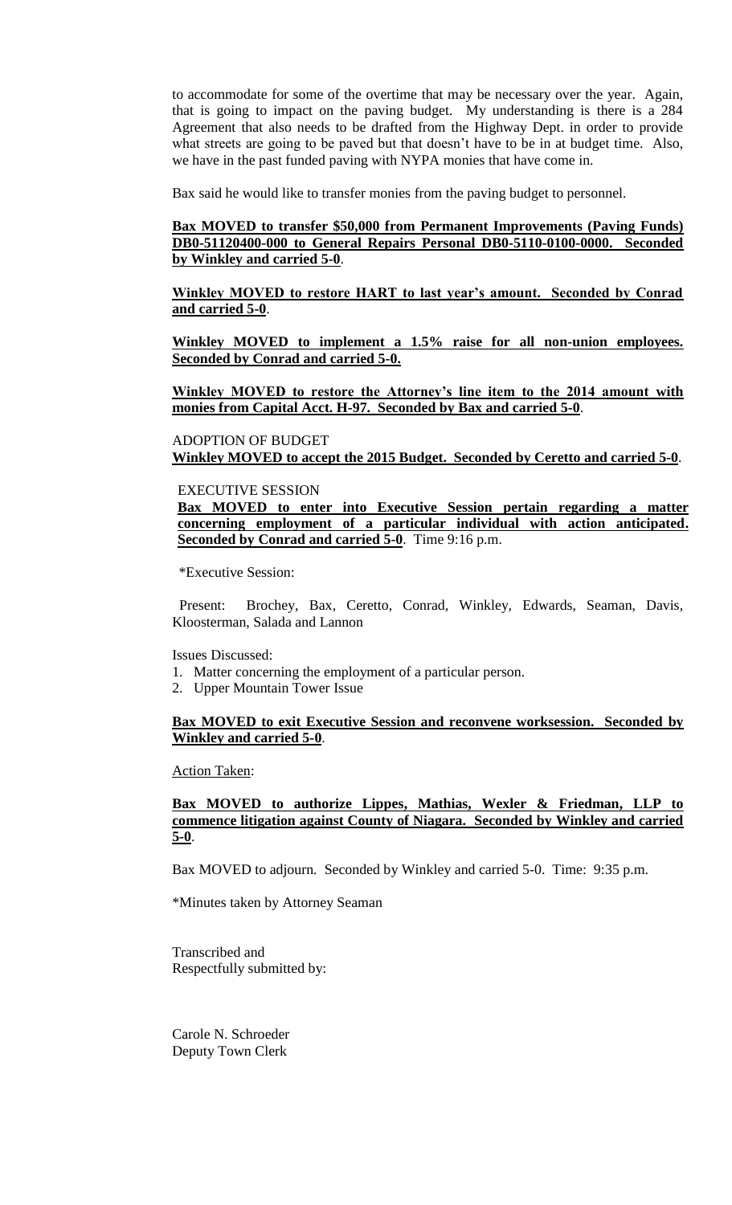to accommodate for some of the overtime that may be necessary over the year. Again, that is going to impact on the paving budget. My understanding is there is a 284 Agreement that also needs to be drafted from the Highway Dept. in order to provide what streets are going to be paved but that doesn't have to be in at budget time. Also, we have in the past funded paving with NYPA monies that have come in.

Bax said he would like to transfer monies from the paving budget to personnel.

**Bax MOVED to transfer $50,000 from Permanent Improvements (Paving Funds) DB0-51120400-000 to General Repairs Personal DB0-5110-0100-0000. Seconded by Winkley and carried 5-0**.

**Winkley MOVED to restore HART to last year's amount. Seconded by Conrad and carried 5-0**.

**Winkley MOVED to implement a 1.5% raise for all non-union employees. Seconded by Conrad and carried 5-0.**

**Winkley MOVED to restore the Attorney's line item to the 2014 amount with monies from Capital Acct. H-97. Seconded by Bax and carried 5-0**.

ADOPTION OF BUDGET
**Winkley MOVED to accept the 2015 Budget. Seconded by Ceretto and carried 5-0**.

EXECUTIVE SESSION
**Bax MOVED to enter into Executive Session pertain regarding a matter concerning employment of a particular individual with action anticipated. Seconded by Conrad and carried 5-0**. Time 9:16 p.m.

*Executive Session:

Present: Brochey, Bax, Ceretto, Conrad, Winkley, Edwards, Seaman, Davis, Kloosterman, Salada and Lannon

Issues Discussed:
1. Matter concerning the employment of a particular person.
2. Upper Mountain Tower Issue

**Bax MOVED to exit Executive Session and reconvene worksession. Seconded by Winkley and carried 5-0**.

Action Taken:

**Bax MOVED to authorize Lippes, Mathias, Wexler & Friedman, LLP to commence litigation against County of Niagara. Seconded by Winkley and carried 5-0**.

Bax MOVED to adjourn. Seconded by Winkley and carried 5-0. Time: 9:35 p.m.

*Minutes taken by Attorney Seaman

Transcribed and
Respectfully submitted by:

Carole N. Schroeder
Deputy Town Clerk